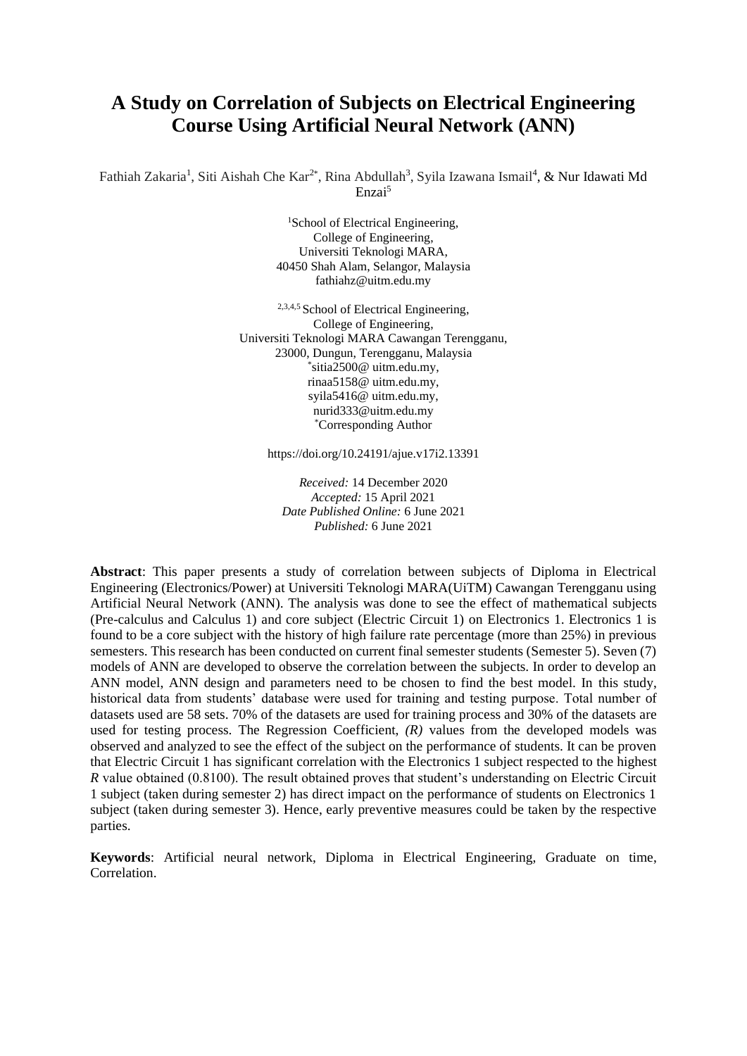# A Study on Correlation of Subjects on Electrical Engineering Course Using Artificial Neural Network (ANN)

Fathiah Zakaria[1], Siti Aishah Che Kar[2*], Rina Abdullah[3], Syila Izawana Ismail[4], & Nur Idawati Md Enzai[5]

[1]School of Electrical Engineering,
College of Engineering,
Universiti Teknologi MARA,
40450 Shah Alam, Selangor, Malaysia
fathiahz@uitm.edu.my

[2,3,4,5] School of Electrical Engineering,
College of Engineering,
Universiti Teknologi MARA Cawangan Terengganu,
23000, Dungun, Terengganu, Malaysia
*sitia2500@ uitm.edu.my,
rinaa5158@ uitm.edu.my,
syila5416@ uitm.edu.my,
nurid333@uitm.edu.my
*Corresponding Author

https://doi.org/10.24191/ajue.v17i2.13391

*Received:* 14 December 2020
*Accepted:* 15 April 2021
*Date Published Online:* 6 June 2021
*Published:* 6 June 2021

**Abstract**: This paper presents a study of correlation between subjects of Diploma in Electrical Engineering (Electronics/Power) at Universiti Teknologi MARA(UiTM) Cawangan Terengganu using Artificial Neural Network (ANN). The analysis was done to see the effect of mathematical subjects (Pre-calculus and Calculus 1) and core subject (Electric Circuit 1) on Electronics 1. Electronics 1 is found to be a core subject with the history of high failure rate percentage (more than 25%) in previous semesters. This research has been conducted on current final semester students (Semester 5). Seven (7) models of ANN are developed to observe the correlation between the subjects. In order to develop an ANN model, ANN design and parameters need to be chosen to find the best model. In this study, historical data from students' database were used for training and testing purpose. Total number of datasets used are 58 sets. 70% of the datasets are used for training process and 30% of the datasets are used for testing process. The Regression Coefficient, *(R)* values from the developed models was observed and analyzed to see the effect of the subject on the performance of students. It can be proven that Electric Circuit 1 has significant correlation with the Electronics 1 subject respected to the highest *R* value obtained (0.8100). The result obtained proves that student's understanding on Electric Circuit 1 subject (taken during semester 2) has direct impact on the performance of students on Electronics 1 subject (taken during semester 3). Hence, early preventive measures could be taken by the respective parties.

**Keywords**: Artificial neural network, Diploma in Electrical Engineering, Graduate on time, Correlation.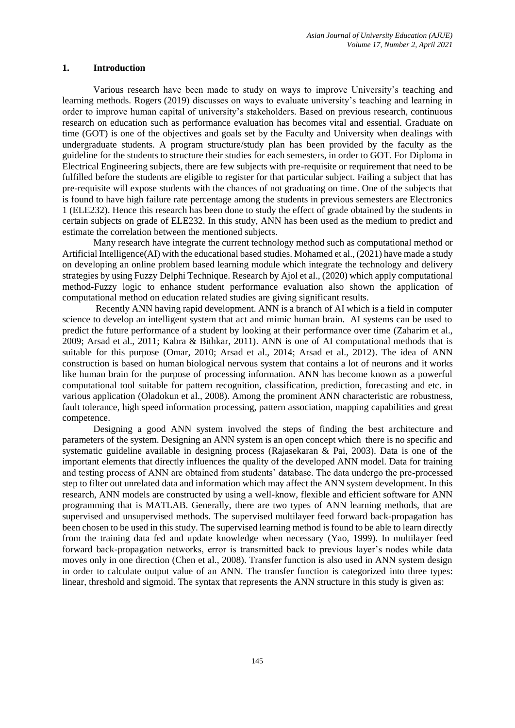## 1. Introduction

Various research have been made to study on ways to improve University's teaching and learning methods. Rogers (2019) discusses on ways to evaluate university's teaching and learning in order to improve human capital of university's stakeholders. Based on previous research, continuous research on education such as performance evaluation has becomes vital and essential. Graduate on time (GOT) is one of the objectives and goals set by the Faculty and University when dealings with undergraduate students. A program structure/study plan has been provided by the faculty as the guideline for the students to structure their studies for each semesters, in order to GOT. For Diploma in Electrical Engineering subjects, there are few subjects with pre-requisite or requirement that need to be fulfilled before the students are eligible to register for that particular subject. Failing a subject that has pre-requisite will expose students with the chances of not graduating on time. One of the subjects that is found to have high failure rate percentage among the students in previous semesters are Electronics 1 (ELE232). Hence this research has been done to study the effect of grade obtained by the students in certain subjects on grade of ELE232. In this study, ANN has been used as the medium to predict and estimate the correlation between the mentioned subjects.

Many research have integrate the current technology method such as computational method or Artificial Intelligence(AI) with the educational based studies. Mohamed et al., (2021) have made a study on developing an online problem based learning module which integrate the technology and delivery strategies by using Fuzzy Delphi Technique. Research by Ajol et al., (2020) which apply computational method-Fuzzy logic to enhance student performance evaluation also shown the application of computational method on education related studies are giving significant results.

Recently ANN having rapid development. ANN is a branch of AI which is a field in computer science to develop an intelligent system that act and mimic human brain. AI systems can be used to predict the future performance of a student by looking at their performance over time (Zaharim et al., 2009; Arsad et al., 2011; Kabra & Bithkar, 2011). ANN is one of AI computational methods that is suitable for this purpose (Omar, 2010; Arsad et al., 2014; Arsad et al., 2012). The idea of ANN construction is based on human biological nervous system that contains a lot of neurons and it works like human brain for the purpose of processing information. ANN has become known as a powerful computational tool suitable for pattern recognition, classification, prediction, forecasting and etc. in various application (Oladokun et al., 2008). Among the prominent ANN characteristic are robustness, fault tolerance, high speed information processing, pattern association, mapping capabilities and great competence.

Designing a good ANN system involved the steps of finding the best architecture and parameters of the system. Designing an ANN system is an open concept which there is no specific and systematic guideline available in designing process (Rajasekaran & Pai, 2003). Data is one of the important elements that directly influences the quality of the developed ANN model. Data for training and testing process of ANN are obtained from students' database. The data undergo the pre-processed step to filter out unrelated data and information which may affect the ANN system development. In this research, ANN models are constructed by using a well-know, flexible and efficient software for ANN programming that is MATLAB. Generally, there are two types of ANN learning methods, that are supervised and unsupervised methods. The supervised multilayer feed forward back-propagation has been chosen to be used in this study. The supervised learning method is found to be able to learn directly from the training data fed and update knowledge when necessary (Yao, 1999). In multilayer feed forward back-propagation networks, error is transmitted back to previous layer's nodes while data moves only in one direction (Chen et al., 2008). Transfer function is also used in ANN system design in order to calculate output value of an ANN. The transfer function is categorized into three types: linear, threshold and sigmoid. The syntax that represents the ANN structure in this study is given as: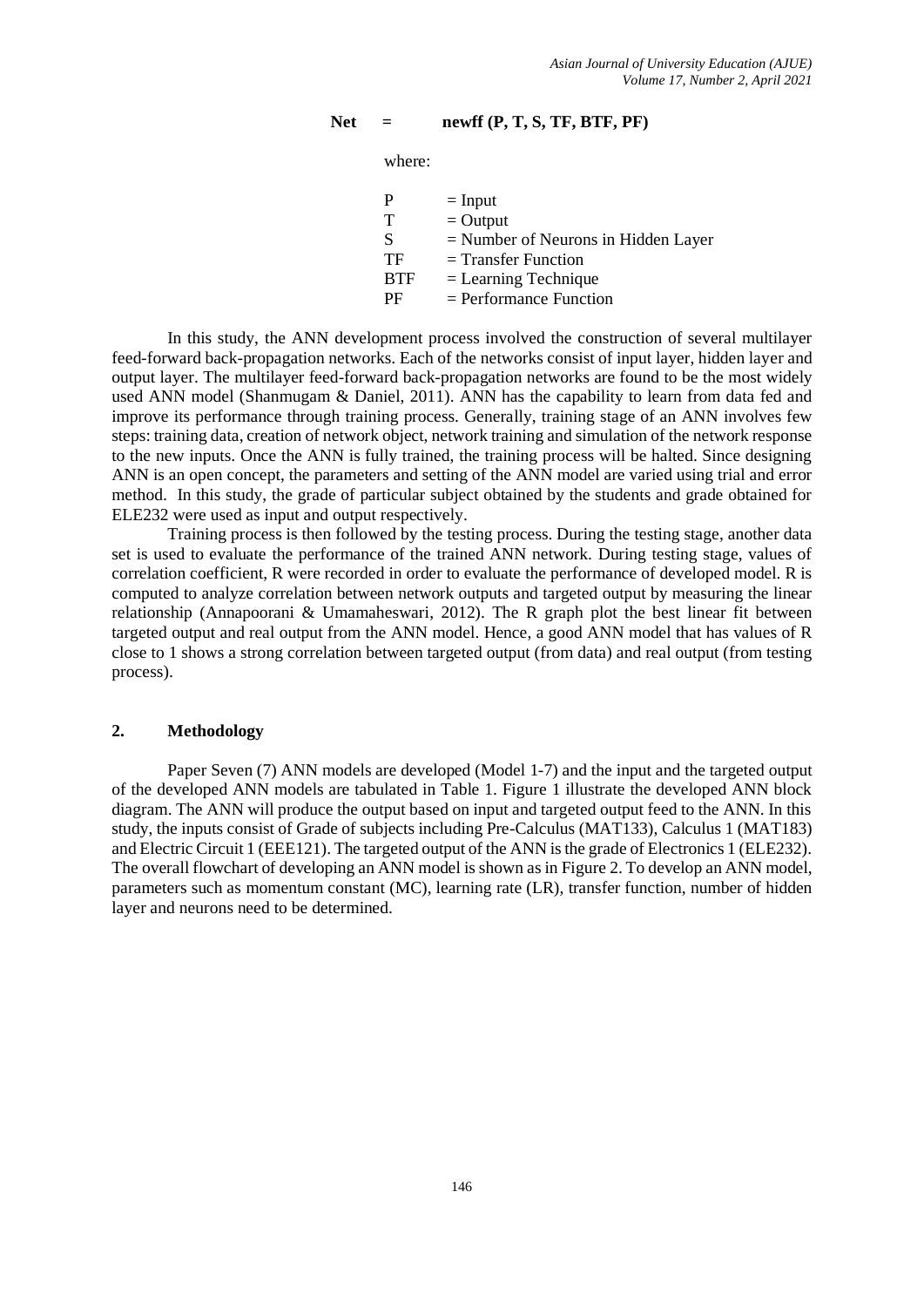**Net = newff (P, T, S, TF, BTF, PF)**

where:

| | |
|---|---|
| P | = Input |
| T | = Output |
| S | = Number of Neurons in Hidden Layer |
| TF | = Transfer Function |
| BTF | = Learning Technique |
| PF | = Performance Function |

In this study, the ANN development process involved the construction of several multilayer feed-forward back-propagation networks. Each of the networks consist of input layer, hidden layer and output layer. The multilayer feed-forward back-propagation networks are found to be the most widely used ANN model (Shanmugam & Daniel, 2011). ANN has the capability to learn from data fed and improve its performance through training process. Generally, training stage of an ANN involves few steps: training data, creation of network object, network training and simulation of the network response to the new inputs. Once the ANN is fully trained, the training process will be halted. Since designing ANN is an open concept, the parameters and setting of the ANN model are varied using trial and error method. In this study, the grade of particular subject obtained by the students and grade obtained for ELE232 were used as input and output respectively.

Training process is then followed by the testing process. During the testing stage, another data set is used to evaluate the performance of the trained ANN network. During testing stage, values of correlation coefficient, R were recorded in order to evaluate the performance of developed model. R is computed to analyze correlation between network outputs and targeted output by measuring the linear relationship (Annapoorani & Umamaheswari, 2012). The R graph plot the best linear fit between targeted output and real output from the ANN model. Hence, a good ANN model that has values of R close to 1 shows a strong correlation between targeted output (from data) and real output (from testing process).

## 2. Methodology

Paper Seven (7) ANN models are developed (Model 1-7) and the input and the targeted output of the developed ANN models are tabulated in Table 1. Figure 1 illustrate the developed ANN block diagram. The ANN will produce the output based on input and targeted output feed to the ANN. In this study, the inputs consist of Grade of subjects including Pre-Calculus (MAT133), Calculus 1 (MAT183) and Electric Circuit 1 (EEE121). The targeted output of the ANN is the grade of Electronics 1 (ELE232). The overall flowchart of developing an ANN model is shown as in Figure 2. To develop an ANN model, parameters such as momentum constant (MC), learning rate (LR), transfer function, number of hidden layer and neurons need to be determined.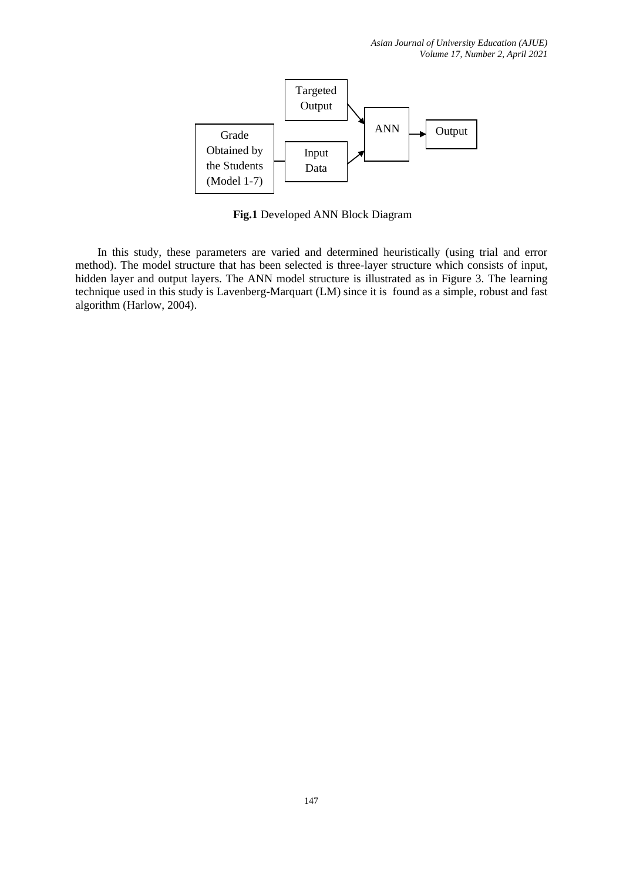**Fig.1** Developed ANN Block Diagram

In this study, these parameters are varied and determined heuristically (using trial and error method). The model structure that has been selected is three-layer structure which consists of input, hidden layer and output layers. The ANN model structure is illustrated as in Figure 3. The learning technique used in this study is Lavenberg-Marquart (LM) since it is found as a simple, robust and fast algorithm (Harlow, 2004).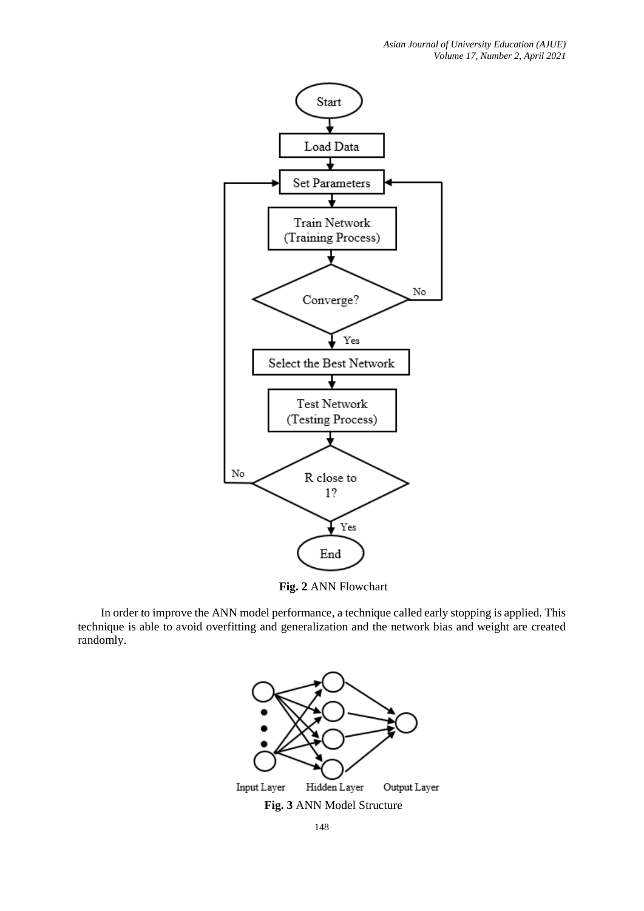Fig. 2 ANN Flowchart

In order to improve the ANN model performance, a technique called early stopping is applied. This technique is able to avoid overfitting and generalization and the network bias and weight are created randomly.

Fig. 3 ANN Model Structure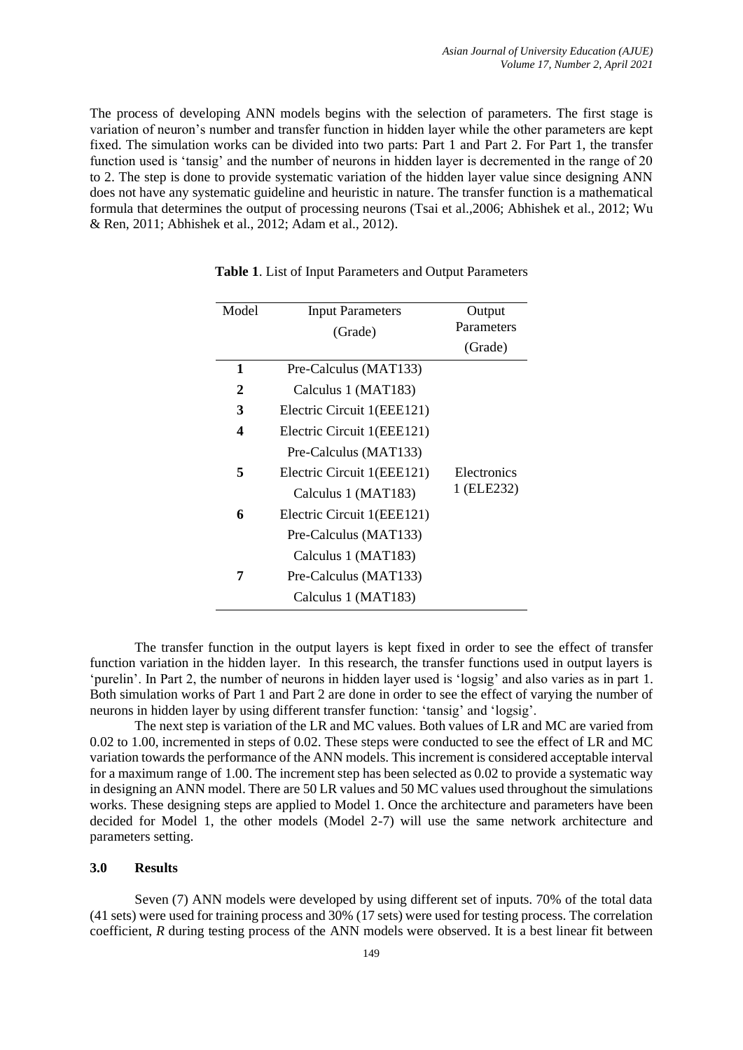The process of developing ANN models begins with the selection of parameters. The first stage is variation of neuron's number and transfer function in hidden layer while the other parameters are kept fixed. The simulation works can be divided into two parts: Part 1 and Part 2. For Part 1, the transfer function used is 'tansig' and the number of neurons in hidden layer is decremented in the range of 20 to 2. The step is done to provide systematic variation of the hidden layer value since designing ANN does not have any systematic guideline and heuristic in nature. The transfer function is a mathematical formula that determines the output of processing neurons (Tsai et al.,2006; Abhishek et al., 2012; Wu & Ren, 2011; Abhishek et al., 2012; Adam et al., 2012).

**Table 1**. List of Input Parameters and Output Parameters

| Model | Input Parameters (Grade) | Output Parameters (Grade) |
|---|---|---|
| **1** | Pre-Calculus (MAT133) | Electronics 1 (ELE232) |
| **2** | Calculus 1 (MAT183) | |
| **3** | Electric Circuit 1(EEE121) | |
| **4** | Electric Circuit 1(EEE121) | |
| | Pre-Calculus (MAT133) | |
| **5** | Electric Circuit 1(EEE121) | |
| | Calculus 1 (MAT183) | |
| **6** | Electric Circuit 1(EEE121) | |
| | Pre-Calculus (MAT133) | |
| | Calculus 1 (MAT183) | |
| **7** | Pre-Calculus (MAT133) | |
| | Calculus 1 (MAT183) | |

The transfer function in the output layers is kept fixed in order to see the effect of transfer function variation in the hidden layer. In this research, the transfer functions used in output layers is 'purelin'. In Part 2, the number of neurons in hidden layer used is 'logsig' and also varies as in part 1. Both simulation works of Part 1 and Part 2 are done in order to see the effect of varying the number of neurons in hidden layer by using different transfer function: 'tansig' and 'logsig'.

The next step is variation of the LR and MC values. Both values of LR and MC are varied from 0.02 to 1.00, incremented in steps of 0.02. These steps were conducted to see the effect of LR and MC variation towards the performance of the ANN models. This increment is considered acceptable interval for a maximum range of 1.00. The increment step has been selected as 0.02 to provide a systematic way in designing an ANN model. There are 50 LR values and 50 MC values used throughout the simulations works. These designing steps are applied to Model 1. Once the architecture and parameters have been decided for Model 1, the other models (Model 2-7) will use the same network architecture and parameters setting.

## 3.0 Results

Seven (7) ANN models were developed by using different set of inputs. 70% of the total data (41 sets) were used for training process and 30% (17 sets) were used for testing process. The correlation coefficient, $R$ during testing process of the ANN models were observed. It is a best linear fit between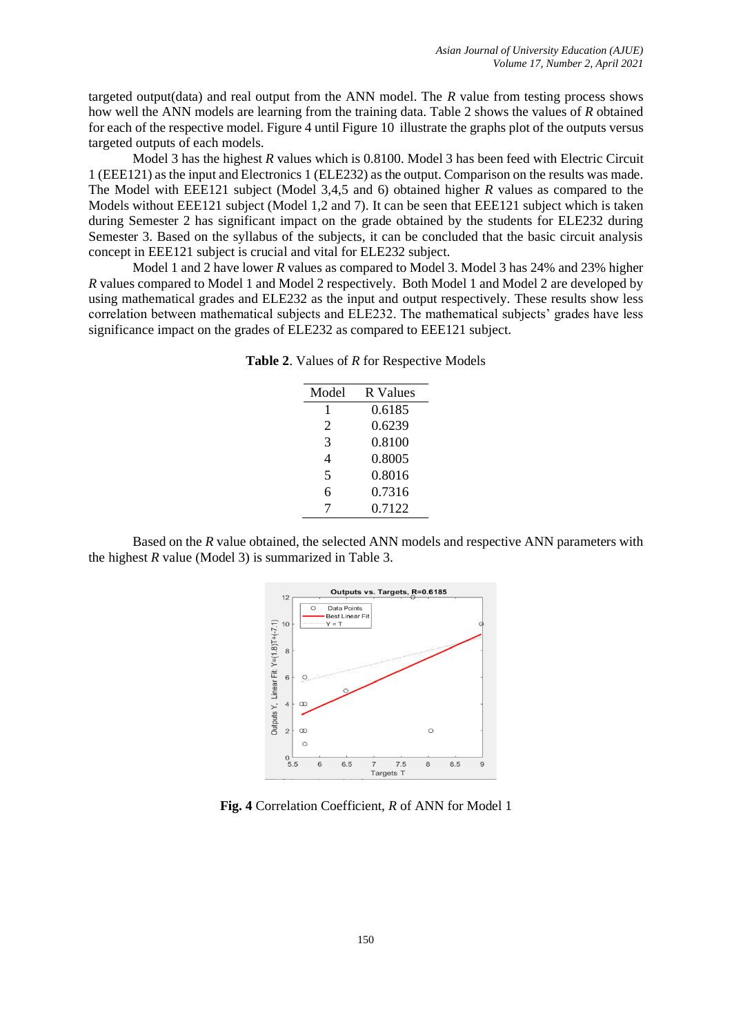targeted output(data) and real output from the ANN model. The *R* value from testing process shows how well the ANN models are learning from the training data. Table 2 shows the values of *R* obtained for each of the respective model. Figure 4 until Figure 10 illustrate the graphs plot of the outputs versus targeted outputs of each models.

Model 3 has the highest *R* values which is 0.8100. Model 3 has been feed with Electric Circuit 1 (EEE121) as the input and Electronics 1 (ELE232) as the output. Comparison on the results was made. The Model with EEE121 subject (Model 3,4,5 and 6) obtained higher *R* values as compared to the Models without EEE121 subject (Model 1,2 and 7). It can be seen that EEE121 subject which is taken during Semester 2 has significant impact on the grade obtained by the students for ELE232 during Semester 3. Based on the syllabus of the subjects, it can be concluded that the basic circuit analysis concept in EEE121 subject is crucial and vital for ELE232 subject.

Model 1 and 2 have lower *R* values as compared to Model 3. Model 3 has 24% and 23% higher *R* values compared to Model 1 and Model 2 respectively. Both Model 1 and Model 2 are developed by using mathematical grades and ELE232 as the input and output respectively. These results show less correlation between mathematical subjects and ELE232. The mathematical subjects' grades have less significance impact on the grades of ELE232 as compared to EEE121 subject.

**Table 2**. Values of *R* for Respective Models

| Model | R Values |
|---|---|
| 1 | 0.6185 |
| 2 | 0.6239 |
| 3 | 0.8100 |
| 4 | 0.8005 |
| 5 | 0.8016 |
| 6 | 0.7316 |
| 7 | 0.7122 |

Based on the *R* value obtained, the selected ANN models and respective ANN parameters with the highest *R* value (Model 3) is summarized in Table 3.

**Fig. 4** Correlation Coefficient, *R* of ANN for Model 1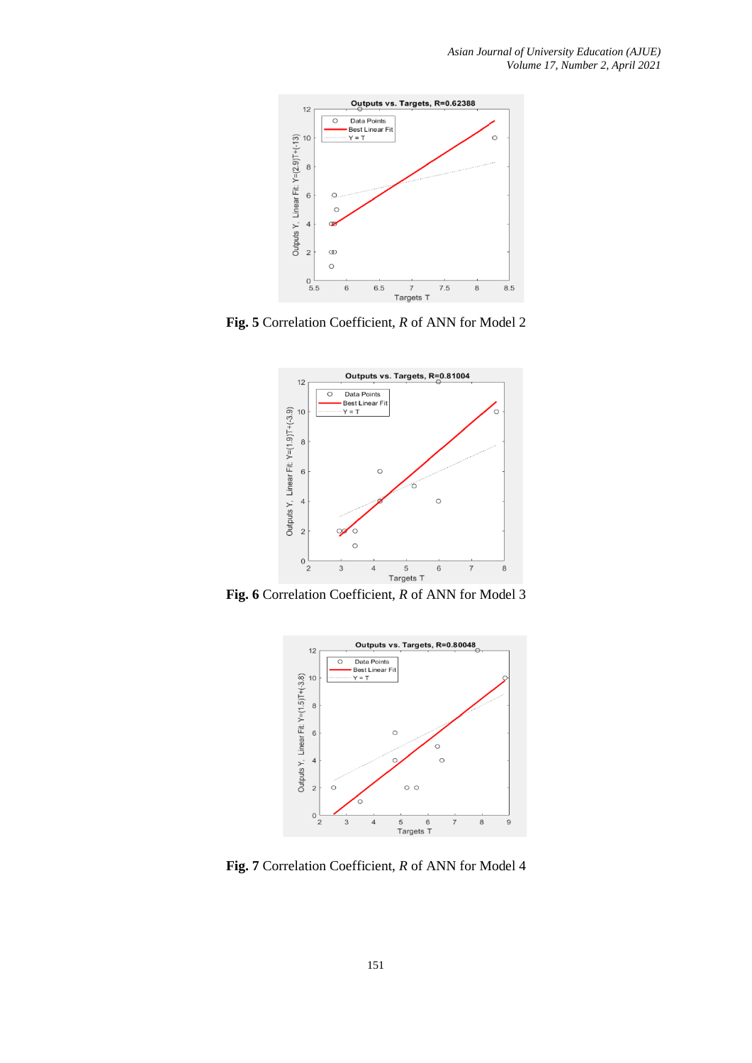**Fig. 5** Correlation Coefficient, *R* of ANN for Model 2

**Fig. 6** Correlation Coefficient, *R* of ANN for Model 3

**Fig. 7** Correlation Coefficient, *R* of ANN for Model 4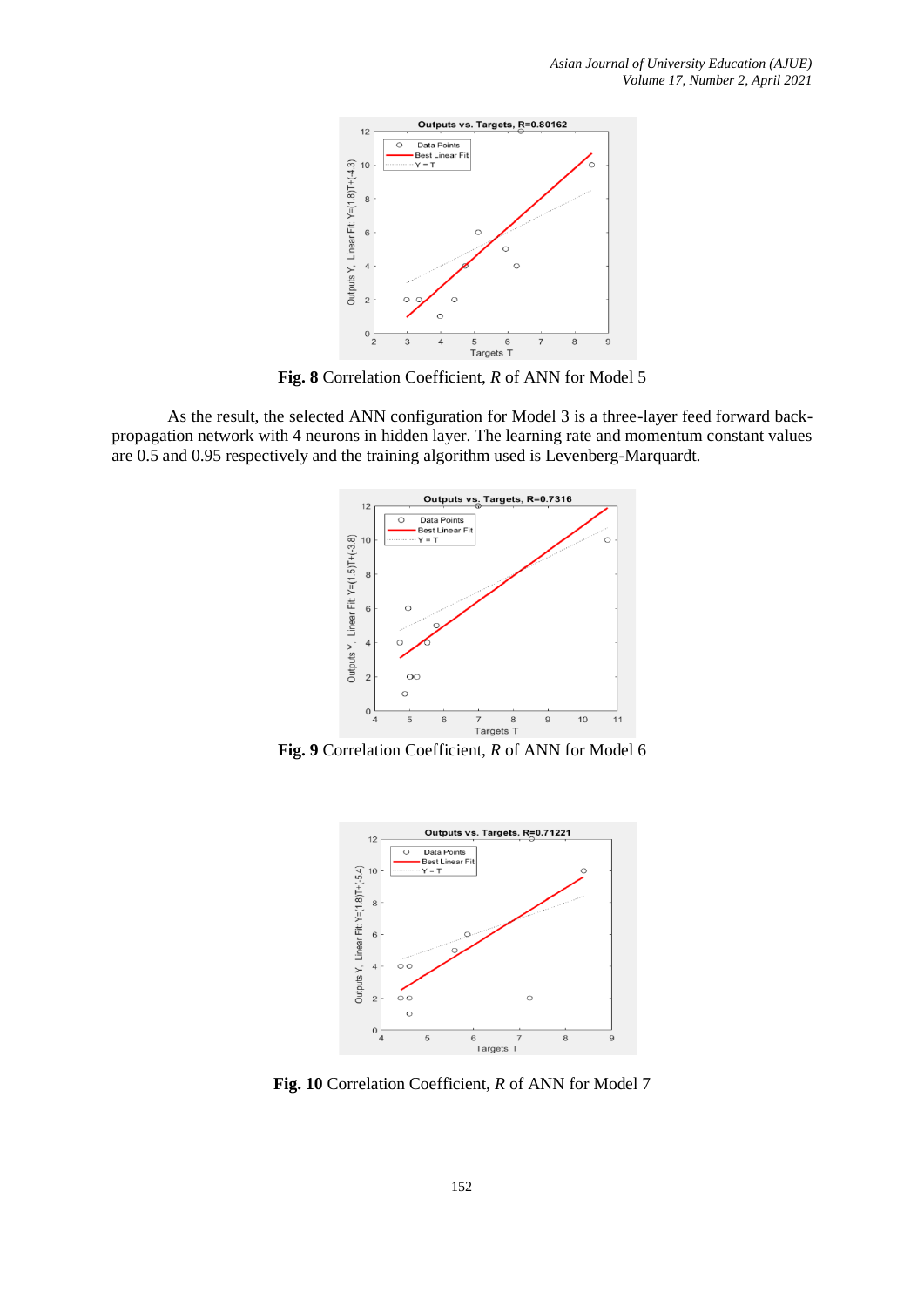**Fig. 8** Correlation Coefficient, *R* of ANN for Model 5

As the result, the selected ANN configuration for Model 3 is a three-layer feed forward back-propagation network with 4 neurons in hidden layer. The learning rate and momentum constant values are 0.5 and 0.95 respectively and the training algorithm used is Levenberg-Marquardt.

**Fig. 9** Correlation Coefficient, *R* of ANN for Model 6

**Fig. 10** Correlation Coefficient, *R* of ANN for Model 7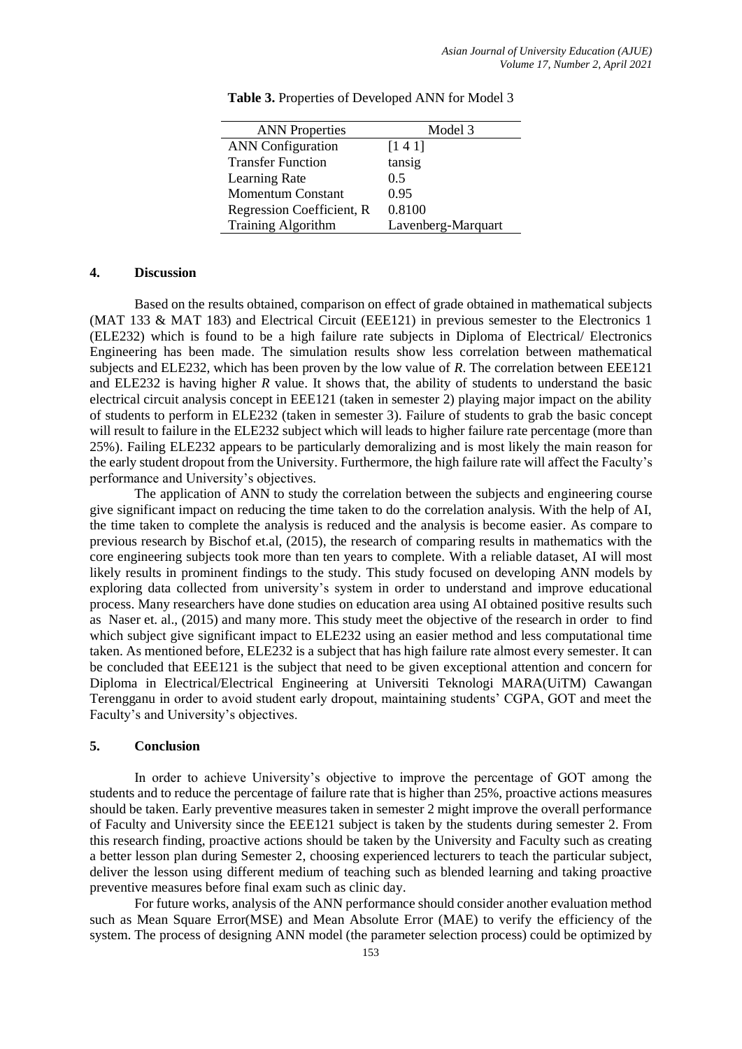**Table 3.** Properties of Developed ANN for Model 3

| ANN Properties | Model 3 |
|---|---|
| ANN Configuration | [1 4 1] |
| Transfer Function | tansig |
| Learning Rate | 0.5 |
| Momentum Constant | 0.95 |
| Regression Coefficient, R | 0.8100 |
| Training Algorithm | Lavenberg-Marquart |

## 4. Discussion

Based on the results obtained, comparison on effect of grade obtained in mathematical subjects (MAT 133 & MAT 183) and Electrical Circuit (EEE121) in previous semester to the Electronics 1 (ELE232) which is found to be a high failure rate subjects in Diploma of Electrical/ Electronics Engineering has been made. The simulation results show less correlation between mathematical subjects and ELE232, which has been proven by the low value of *R*. The correlation between EEE121 and ELE232 is having higher *R* value. It shows that, the ability of students to understand the basic electrical circuit analysis concept in EEE121 (taken in semester 2) playing major impact on the ability of students to perform in ELE232 (taken in semester 3). Failure of students to grab the basic concept will result to failure in the ELE232 subject which will leads to higher failure rate percentage (more than 25%). Failing ELE232 appears to be particularly demoralizing and is most likely the main reason for the early student dropout from the University. Furthermore, the high failure rate will affect the Faculty's performance and University's objectives.

The application of ANN to study the correlation between the subjects and engineering course give significant impact on reducing the time taken to do the correlation analysis. With the help of AI, the time taken to complete the analysis is reduced and the analysis is become easier. As compare to previous research by Bischof et.al, (2015), the research of comparing results in mathematics with the core engineering subjects took more than ten years to complete. With a reliable dataset, AI will most likely results in prominent findings to the study. This study focused on developing ANN models by exploring data collected from university's system in order to understand and improve educational process. Many researchers have done studies on education area using AI obtained positive results such as Naser et. al., (2015) and many more. This study meet the objective of the research in order to find which subject give significant impact to ELE232 using an easier method and less computational time taken. As mentioned before, ELE232 is a subject that has high failure rate almost every semester. It can be concluded that EEE121 is the subject that need to be given exceptional attention and concern for Diploma in Electrical/Electrical Engineering at Universiti Teknologi MARA(UiTM) Cawangan Terengganu in order to avoid student early dropout, maintaining students' CGPA, GOT and meet the Faculty's and University's objectives.

## 5. Conclusion

In order to achieve University's objective to improve the percentage of GOT among the students and to reduce the percentage of failure rate that is higher than 25%, proactive actions measures should be taken. Early preventive measures taken in semester 2 might improve the overall performance of Faculty and University since the EEE121 subject is taken by the students during semester 2. From this research finding, proactive actions should be taken by the University and Faculty such as creating a better lesson plan during Semester 2, choosing experienced lecturers to teach the particular subject, deliver the lesson using different medium of teaching such as blended learning and taking proactive preventive measures before final exam such as clinic day.

For future works, analysis of the ANN performance should consider another evaluation method such as Mean Square Error(MSE) and Mean Absolute Error (MAE) to verify the efficiency of the system. The process of designing ANN model (the parameter selection process) could be optimized by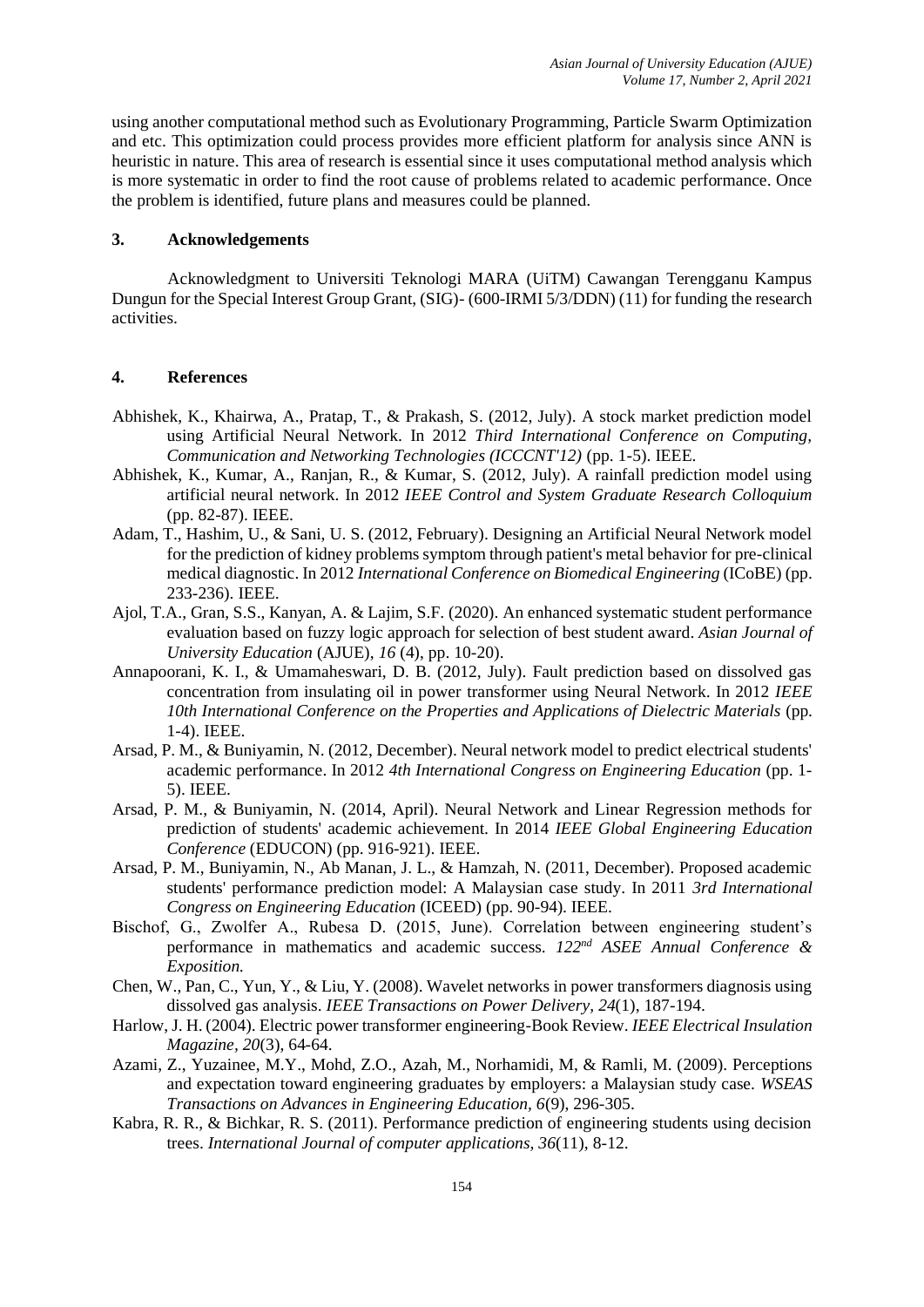using another computational method such as Evolutionary Programming, Particle Swarm Optimization and etc. This optimization could process provides more efficient platform for analysis since ANN is heuristic in nature. This area of research is essential since it uses computational method analysis which is more systematic in order to find the root cause of problems related to academic performance. Once the problem is identified, future plans and measures could be planned.

## 3. Acknowledgements

Acknowledgment to Universiti Teknologi MARA (UiTM) Cawangan Terengganu Kampus Dungun for the Special Interest Group Grant, (SIG)- (600-IRMI 5/3/DDN) (11) for funding the research activities.

## 4. References

Abhishek, K., Khairwa, A., Pratap, T., & Prakash, S. (2012, July). A stock market prediction model using Artificial Neural Network. In 2012 *Third International Conference on Computing, Communication and Networking Technologies (ICCCNT'12)* (pp. 1-5). IEEE.

Abhishek, K., Kumar, A., Ranjan, R., & Kumar, S. (2012, July). A rainfall prediction model using artificial neural network. In 2012 *IEEE Control and System Graduate Research Colloquium* (pp. 82-87). IEEE.

Adam, T., Hashim, U., & Sani, U. S. (2012, February). Designing an Artificial Neural Network model for the prediction of kidney problems symptom through patient's metal behavior for pre-clinical medical diagnostic. In 2012 *International Conference on Biomedical Engineering* (ICoBE) (pp. 233-236). IEEE.

Ajol, T.A., Gran, S.S., Kanyan, A. & Lajim, S.F. (2020). An enhanced systematic student performance evaluation based on fuzzy logic approach for selection of best student award. *Asian Journal of University Education* (AJUE), *16* (4), pp. 10-20).

Annapoorani, K. I., & Umamaheswari, D. B. (2012, July). Fault prediction based on dissolved gas concentration from insulating oil in power transformer using Neural Network. In 2012 *IEEE 10th International Conference on the Properties and Applications of Dielectric Materials* (pp. 1-4). IEEE.

Arsad, P. M., & Buniyamin, N. (2012, December). Neural network model to predict electrical students' academic performance. In 2012 *4th International Congress on Engineering Education* (pp. 1-5). IEEE.

Arsad, P. M., & Buniyamin, N. (2014, April). Neural Network and Linear Regression methods for prediction of students' academic achievement. In 2014 *IEEE Global Engineering Education Conference* (EDUCON) (pp. 916-921). IEEE.

Arsad, P. M., Buniyamin, N., Ab Manan, J. L., & Hamzah, N. (2011, December). Proposed academic students' performance prediction model: A Malaysian case study. In 2011 *3rd International Congress on Engineering Education* (ICEED) (pp. 90-94). IEEE.

Bischof, G., Zwolfer A., Rubesa D. (2015, June). Correlation between engineering student's performance in mathematics and academic success. *122nd ASEE Annual Conference & Exposition.*

Chen, W., Pan, C., Yun, Y., & Liu, Y. (2008). Wavelet networks in power transformers diagnosis using dissolved gas analysis. *IEEE Transactions on Power Delivery*, *24*(1), 187-194.

Harlow, J. H. (2004). Electric power transformer engineering-Book Review. *IEEE Electrical Insulation Magazine, 20*(3), 64-64.

Azami, Z., Yuzainee, M.Y., Mohd, Z.O., Azah, M., Norhamidi, M, & Ramli, M. (2009). Perceptions and expectation toward engineering graduates by employers: a Malaysian study case. *WSEAS Transactions on Advances in Engineering Education, 6*(9), 296-305.

Kabra, R. R., & Bichkar, R. S. (2011). Performance prediction of engineering students using decision trees. *International Journal of computer applications, 36*(11), 8-12.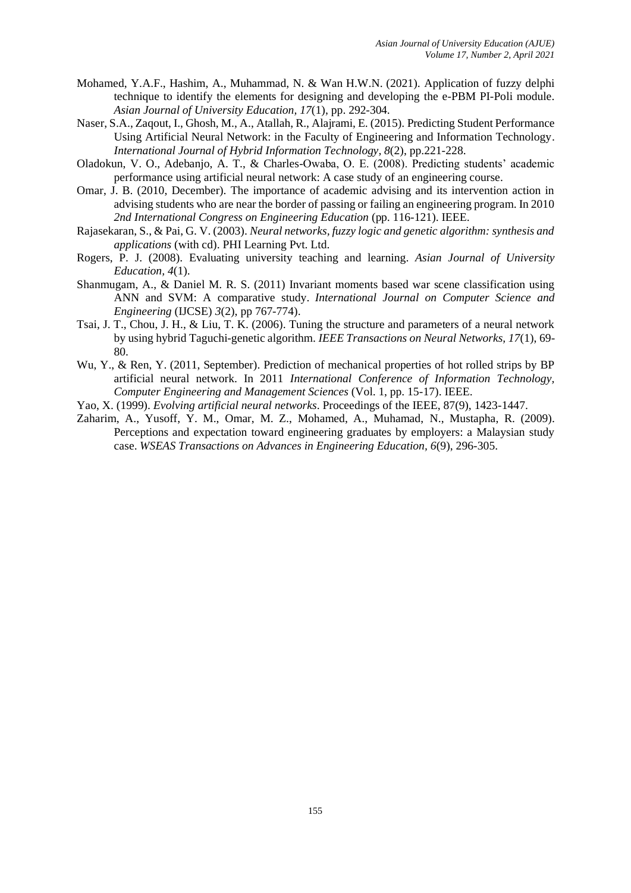Mohamed, Y.A.F., Hashim, A., Muhammad, N. & Wan H.W.N. (2021). Application of fuzzy delphi technique to identify the elements for designing and developing the e-PBM PI-Poli module. *Asian Journal of University Education, 17*(1), pp. 292-304.

Naser, S.A., Zaqout, I., Ghosh, M., A., Atallah, R., Alajrami, E. (2015). Predicting Student Performance Using Artificial Neural Network: in the Faculty of Engineering and Information Technology. *International Journal of Hybrid Information Technology, 8*(2), pp.221-228.

Oladokun, V. O., Adebanjo, A. T., & Charles-Owaba, O. E. (2008). Predicting students' academic performance using artificial neural network: A case study of an engineering course.

Omar, J. B. (2010, December). The importance of academic advising and its intervention action in advising students who are near the border of passing or failing an engineering program. In 2010 *2nd International Congress on Engineering Education* (pp. 116-121). IEEE.

Rajasekaran, S., & Pai, G. V. (2003). *Neural networks, fuzzy logic and genetic algorithm: synthesis and applications* (with cd). PHI Learning Pvt. Ltd.

Rogers, P. J. (2008). Evaluating university teaching and learning. *Asian Journal of University Education, 4*(1).

Shanmugam, A., & Daniel M. R. S. (2011) Invariant moments based war scene classification using ANN and SVM: A comparative study. *International Journal on Computer Science and Engineering* (IJCSE) *3*(2), pp 767-774).

Tsai, J. T., Chou, J. H., & Liu, T. K. (2006). Tuning the structure and parameters of a neural network by using hybrid Taguchi-genetic algorithm. *IEEE Transactions on Neural Networks, 17*(1), 69-80.

Wu, Y., & Ren, Y. (2011, September). Prediction of mechanical properties of hot rolled strips by BP artificial neural network. In 2011 *International Conference of Information Technology, Computer Engineering and Management Sciences* (Vol. 1, pp. 15-17). IEEE.

Yao, X. (1999). *Evolving artificial neural networks*. Proceedings of the IEEE, 87(9), 1423-1447.

Zaharim, A., Yusoff, Y. M., Omar, M. Z., Mohamed, A., Muhamad, N., Mustapha, R. (2009). Perceptions and expectation toward engineering graduates by employers: a Malaysian study case. *WSEAS Transactions on Advances in Engineering Education, 6*(9), 296-305.